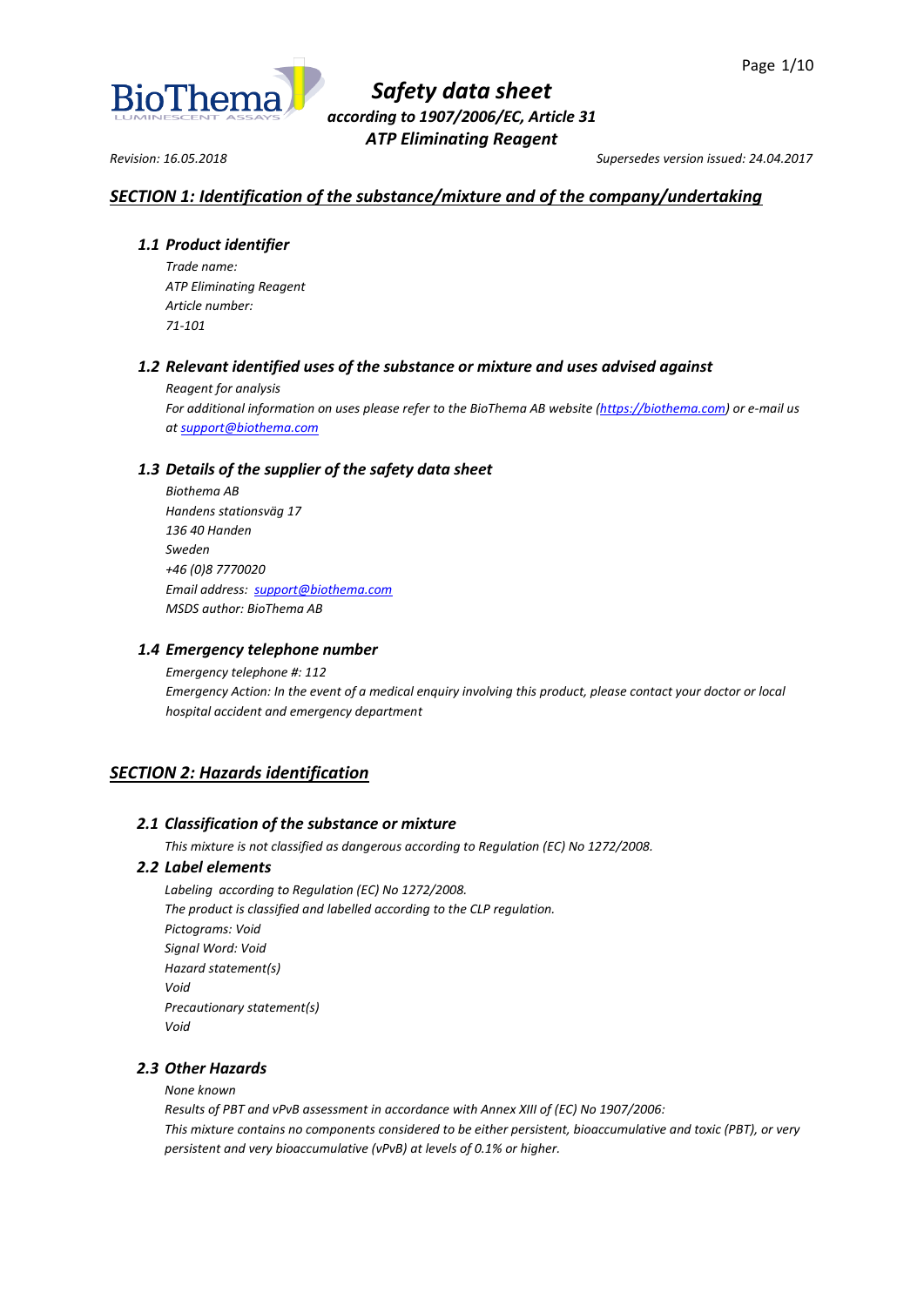# *Safety data sheet*

***according to 1907/2006/EC, Article 31***

***ATP Eliminating Reagent***

*Revision: 16.05.2018* *Supersedes version issued: 24.04.2017*

## *SECTION 1: Identification of the substance/mixture and of the company/undertaking*

### *1.1 Product identifier*

*Trade name:*
*ATP Eliminating Reagent*
*Article number:*
*71-101*

### *1.2 Relevant identified uses of the substance or mixture and uses advised against*

*Reagent for analysis*
*For additional information on uses please refer to the BioThema AB website (https://biothema.com) or e-mail us at support@biothema.com*

### *1.3 Details of the supplier of the safety data sheet*

*Biothema AB*
*Handens stationsväg 17*
*136 40 Handen*
*Sweden*
*+46 (0)8 7770020*
*Email address: support@biothema.com*
*MSDS author: BioThema AB*

### *1.4 Emergency telephone number*

*Emergency telephone #: 112*
*Emergency Action: In the event of a medical enquiry involving this product, please contact your doctor or local hospital accident and emergency department*

## *SECTION 2: Hazards identification*

### *2.1 Classification of the substance or mixture*

*This mixture is not classified as dangerous according to Regulation (EC) No 1272/2008.*

### *2.2 Label elements*

*Labeling according to Regulation (EC) No 1272/2008.*
*The product is classified and labelled according to the CLP regulation.*
*Pictograms: Void*
*Signal Word: Void*
*Hazard statement(s)*
*Void*
*Precautionary statement(s)*
*Void*

### *2.3 Other Hazards*

*None known*
*Results of PBT and vPvB assessment in accordance with Annex XIII of (EC) No 1907/2006:*
*This mixture contains no components considered to be either persistent, bioaccumulative and toxic (PBT), or very persistent and very bioaccumulative (vPvB) at levels of 0.1% or higher.*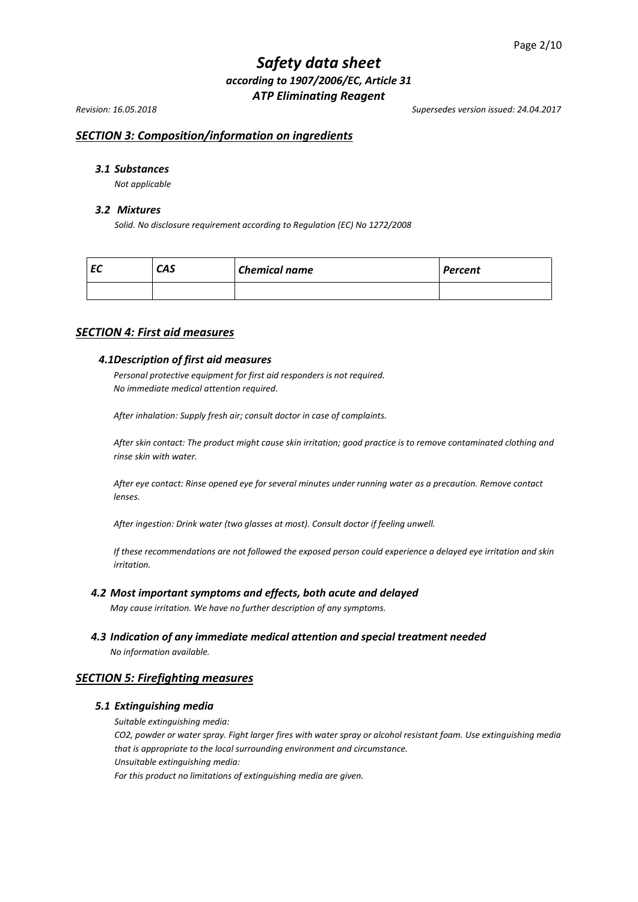# Safety data sheet

*according to 1907/2006/EC, Article 31*

***ATP Eliminating Reagent***

*Revision: 16.05.2018* *Supersedes version issued: 24.04.2017*

## *SECTION 3: Composition/information on ingredients*

### *3.1 Substances*

*Not applicable*

### *3.2 Mixtures*

*Solid. No disclosure requirement according to Regulation (EC) No 1272/2008*

| *EC* | *CAS* | *Chemical name* | *Percent* |
|---|---|---|---|
| | | | |

## *SECTION 4: First aid measures*

### *4.1Description of first aid measures*

*Personal protective equipment for first aid responders is not required.*
*No immediate medical attention required.*

*After inhalation: Supply fresh air; consult doctor in case of complaints.*

*After skin contact: The product might cause skin irritation; good practice is to remove contaminated clothing and rinse skin with water.*

*After eye contact: Rinse opened eye for several minutes under running water as a precaution. Remove contact lenses.*

*After ingestion: Drink water (two glasses at most). Consult doctor if feeling unwell.*

*If these recommendations are not followed the exposed person could experience a delayed eye irritation and skin irritation.*

### *4.2 Most important symptoms and effects, both acute and delayed*

*May cause irritation. We have no further description of any symptoms.*

### *4.3 Indication of any immediate medical attention and special treatment needed*

*No information available.*

## *SECTION 5: Firefighting measures*

### *5.1 Extinguishing media*

*Suitable extinguishing media:*
*CO2, powder or water spray. Fight larger fires with water spray or alcohol resistant foam. Use extinguishing media that is appropriate to the local surrounding environment and circumstance.*
*Unsuitable extinguishing media:*
*For this product no limitations of extinguishing media are given.*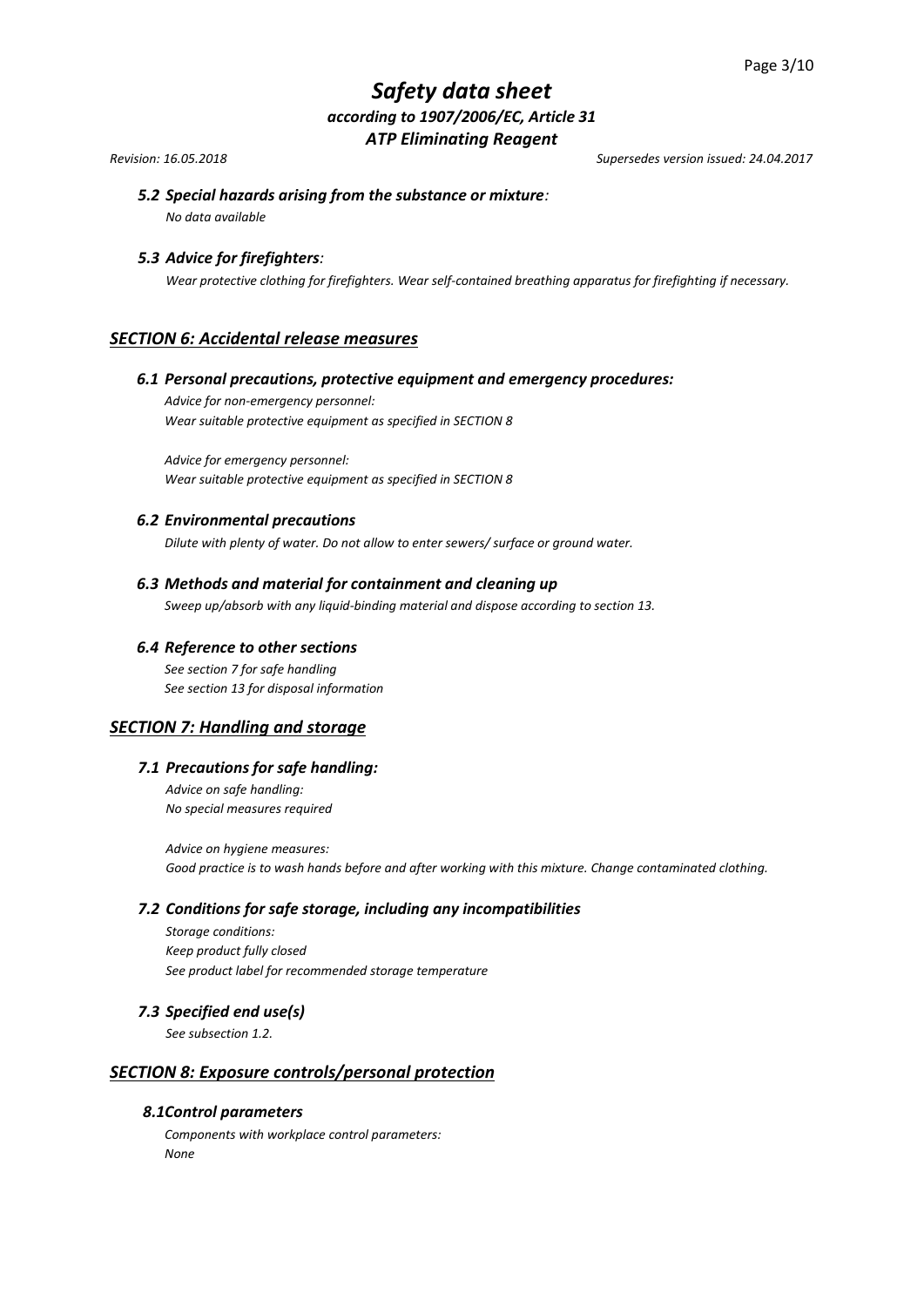### *5.2 Special hazards arising from the substance or mixture:*

*No data available*

### *5.3 Advice for firefighters:*

*Wear protective clothing for firefighters. Wear self-contained breathing apparatus for firefighting if necessary.*

## *SECTION 6: Accidental release measures*

### *6.1 Personal precautions, protective equipment and emergency procedures:*

*Advice for non-emergency personnel:*
*Wear suitable protective equipment as specified in SECTION 8*

*Advice for emergency personnel:*
*Wear suitable protective equipment as specified in SECTION 8*

### *6.2 Environmental precautions*

*Dilute with plenty of water. Do not allow to enter sewers/ surface or ground water.*

### *6.3 Methods and material for containment and cleaning up*

*Sweep up/absorb with any liquid-binding material and dispose according to section 13.*

### *6.4 Reference to other sections*

*See section 7 for safe handling*
*See section 13 for disposal information*

## *SECTION 7: Handling and storage*

### *7.1 Precautions for safe handling:*

*Advice on safe handling:*
*No special measures required*

*Advice on hygiene measures:*
*Good practice is to wash hands before and after working with this mixture. Change contaminated clothing.*

### *7.2 Conditions for safe storage, including any incompatibilities*

*Storage conditions:*
*Keep product fully closed*
*See product label for recommended storage temperature*

### *7.3 Specified end use(s)*

*See subsection 1.2.*

## *SECTION 8: Exposure controls/personal protection*

### *8.1Control parameters*

*Components with workplace control parameters:*
*None*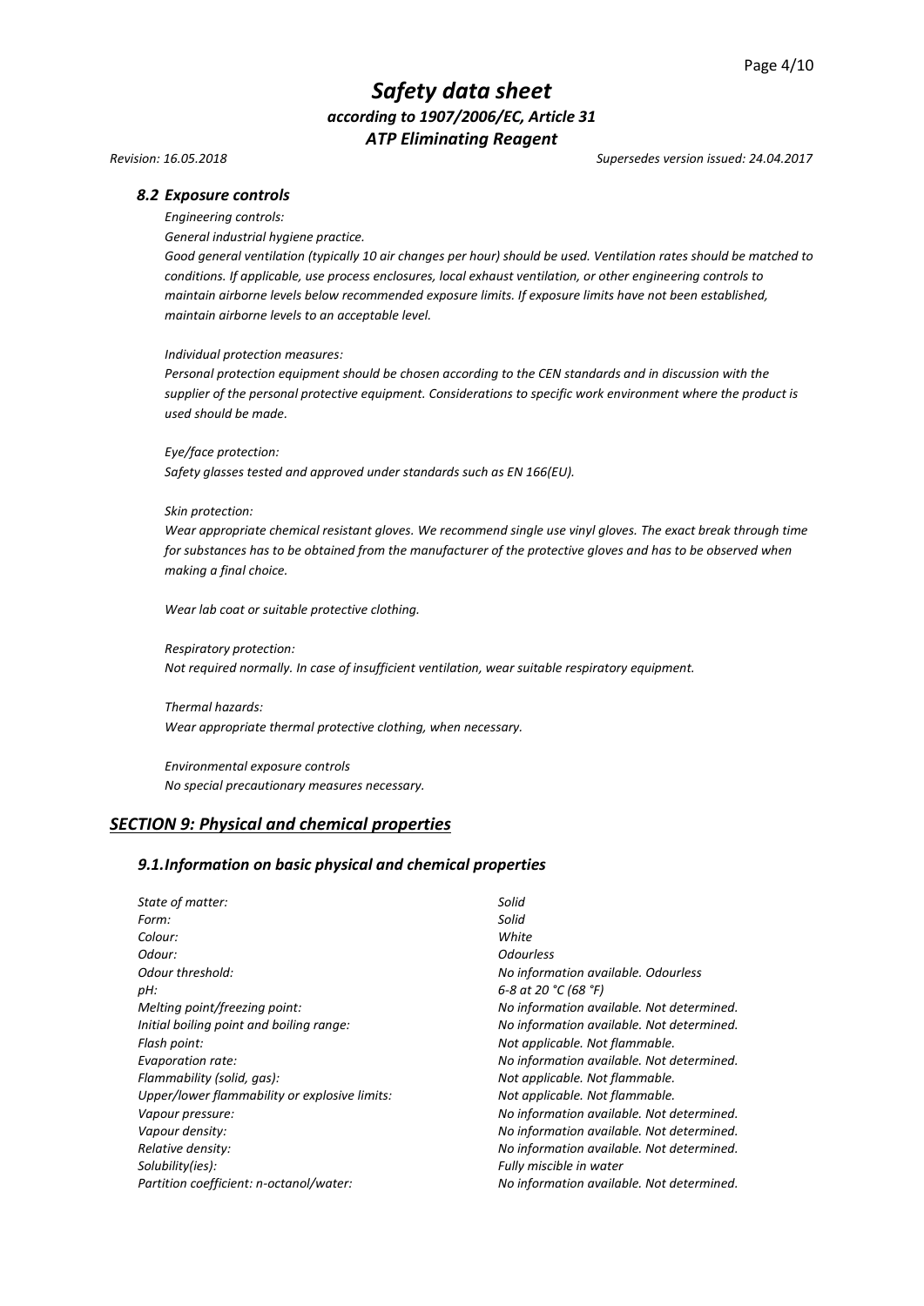### *8.2 Exposure controls*

*Engineering controls:*

*General industrial hygiene practice.*

*Good general ventilation (typically 10 air changes per hour) should be used. Ventilation rates should be matched to conditions. If applicable, use process enclosures, local exhaust ventilation, or other engineering controls to maintain airborne levels below recommended exposure limits. If exposure limits have not been established, maintain airborne levels to an acceptable level.*

*Individual protection measures:*

*Personal protection equipment should be chosen according to the CEN standards and in discussion with the supplier of the personal protective equipment. Considerations to specific work environment where the product is used should be made.*

*Eye/face protection:*

*Safety glasses tested and approved under standards such as EN 166(EU).*

*Skin protection:*

*Wear appropriate chemical resistant gloves. We recommend single use vinyl gloves. The exact break through time for substances has to be obtained from the manufacturer of the protective gloves and has to be observed when making a final choice.*

*Wear lab coat or suitable protective clothing.*

*Respiratory protection:*

*Not required normally. In case of insufficient ventilation, wear suitable respiratory equipment.*

*Thermal hazards:*

*Wear appropriate thermal protective clothing, when necessary.*

*Environmental exposure controls*

*No special precautionary measures necessary.*

## *SECTION 9: Physical and chemical properties*

### *9.1.Information on basic physical and chemical properties*

| | |
|---|---|
| *State of matter:* | *Solid* |
| *Form:* | *Solid* |
| *Colour:* | *White* |
| *Odour:* | *Odourless* |
| *Odour threshold:* | *No information available. Odourless* |
| *pH:* | *6-8 at 20 °C (68 °F)* |
| *Melting point/freezing point:* | *No information available. Not determined.* |
| *Initial boiling point and boiling range:* | *No information available. Not determined.* |
| *Flash point:* | *Not applicable. Not flammable.* |
| *Evaporation rate:* | *No information available. Not determined.* |
| *Flammability (solid, gas):* | *Not applicable. Not flammable.* |
| *Upper/lower flammability or explosive limits:* | *Not applicable. Not flammable.* |
| *Vapour pressure:* | *No information available. Not determined.* |
| *Vapour density:* | *No information available. Not determined.* |
| *Relative density:* | *No information available. Not determined.* |
| *Solubility(ies):* | *Fully miscible in water* |
| *Partition coefficient: n-octanol/water:* | *No information available. Not determined.* |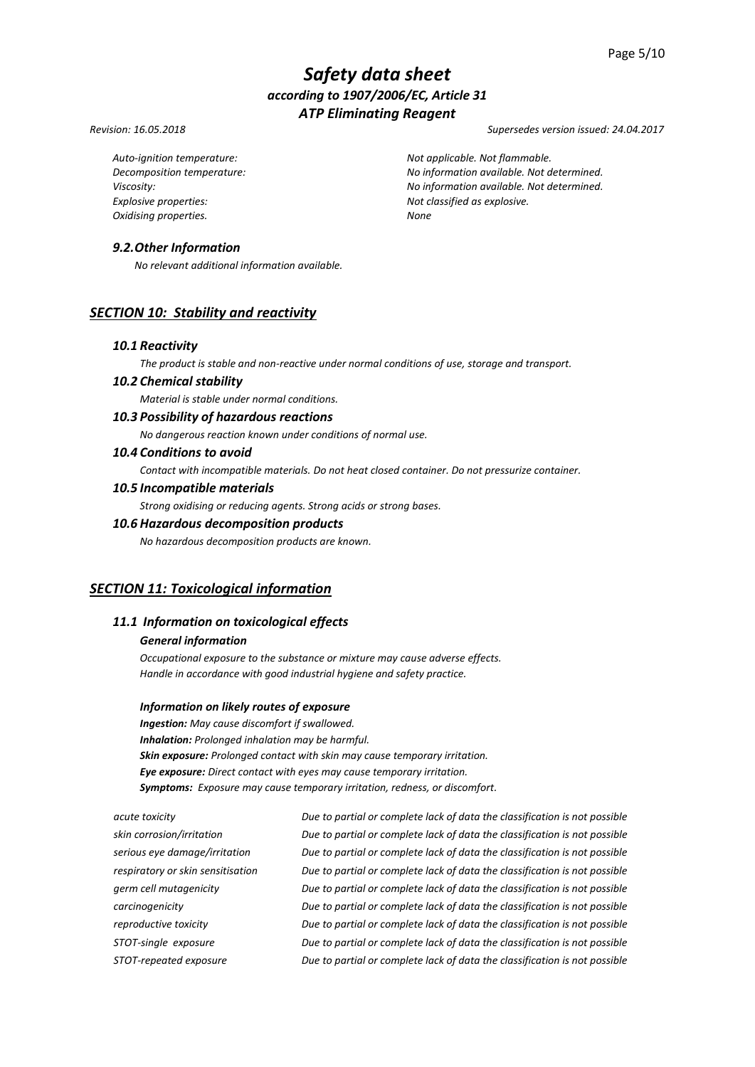| | |
|---|---|
| *Auto-ignition temperature:* | *Not applicable. Not flammable.* |
| *Decomposition temperature:* | *No information available. Not determined.* |
| *Viscosity:* | *No information available. Not determined.* |
| *Explosive properties:* | *Not classified as explosive.* |
| *Oxidising properties.* | *None* |

### *9.2. Other Information*

*No relevant additional information available.*

## *SECTION 10: Stability and reactivity*

### *10.1 Reactivity*

*The product is stable and non-reactive under normal conditions of use, storage and transport.*

### *10.2 Chemical stability*

*Material is stable under normal conditions.*

### *10.3 Possibility of hazardous reactions*

*No dangerous reaction known under conditions of normal use.*

### *10.4 Conditions to avoid*

*Contact with incompatible materials. Do not heat closed container. Do not pressurize container.*

### *10.5 Incompatible materials*

*Strong oxidising or reducing agents. Strong acids or strong bases.*

### *10.6 Hazardous decomposition products*

*No hazardous decomposition products are known.*

## *SECTION 11: Toxicological information*

### *11.1 Information on toxicological effects*

#### *General information*

*Occupational exposure to the substance or mixture may cause adverse effects.*
*Handle in accordance with good industrial hygiene and safety practice.*

#### *Information on likely routes of exposure*

***Ingestion:*** *May cause discomfort if swallowed.*
***Inhalation:*** *Prolonged inhalation may be harmful.*
***Skin exposure:*** *Prolonged contact with skin may cause temporary irritation.*
***Eye exposure:*** *Direct contact with eyes may cause temporary irritation.*
***Symptoms:*** *Exposure may cause temporary irritation, redness, or discomfort.*

| | |
|---|---|
| *acute toxicity* | *Due to partial or complete lack of data the classification is not possible* |
| *skin corrosion/irritation* | *Due to partial or complete lack of data the classification is not possible* |
| *serious eye damage/irritation* | *Due to partial or complete lack of data the classification is not possible* |
| *respiratory or skin sensitisation* | *Due to partial or complete lack of data the classification is not possible* |
| *germ cell mutagenicity* | *Due to partial or complete lack of data the classification is not possible* |
| *carcinogenicity* | *Due to partial or complete lack of data the classification is not possible* |
| *reproductive toxicity* | *Due to partial or complete lack of data the classification is not possible* |
| *STOT-single exposure* | *Due to partial or complete lack of data the classification is not possible* |
| *STOT-repeated exposure* | *Due to partial or complete lack of data the classification is not possible* |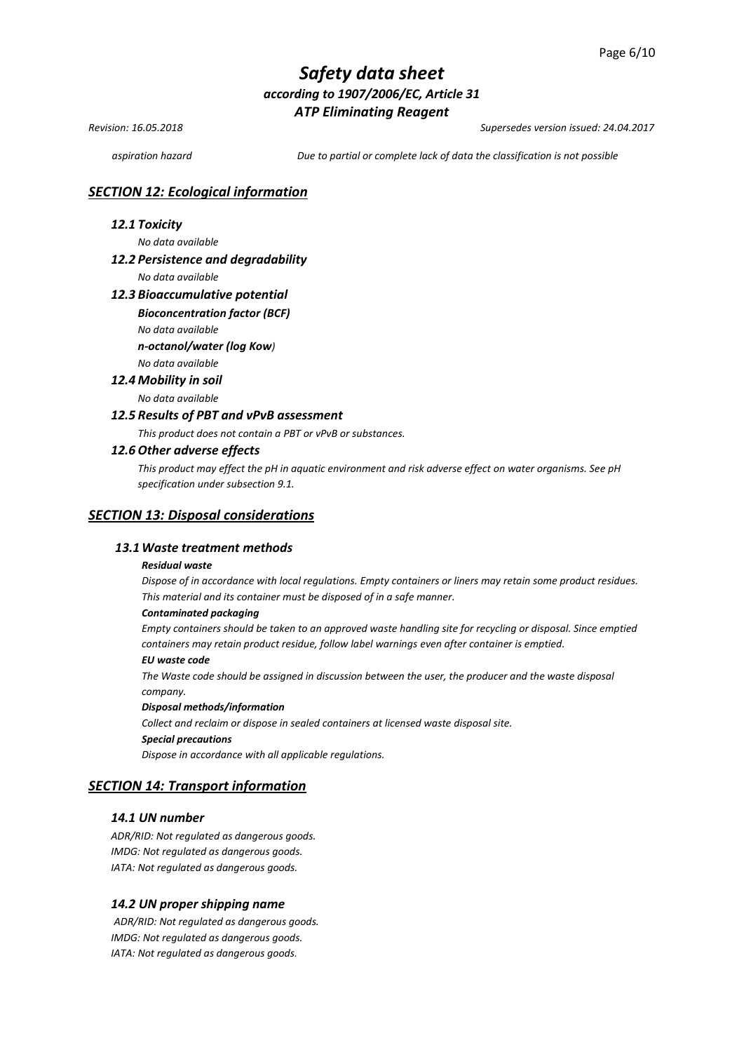*aspiration hazard* *Due to partial or complete lack of data the classification is not possible*

## *SECTION 12: Ecological information*

### *12.1 Toxicity*

*No data available*

### *12.2 Persistence and degradability*

*No data available*

### *12.3 Bioaccumulative potential*

***Bioconcentration factor (BCF)***

*No data available*

***n-octanol/water (log Kow)***

*No data available*

### *12.4 Mobility in soil*

*No data available*

### *12.5 Results of PBT and vPvB assessment*

*This product does not contain a PBT or vPvB or substances.*

### *12.6 Other adverse effects*

*This product may effect the pH in aquatic environment and risk adverse effect on water organisms. See pH specification under subsection 9.1.*

## *SECTION 13: Disposal considerations*

### *13.1 Waste treatment methods*

***Residual waste***

*Dispose of in accordance with local regulations. Empty containers or liners may retain some product residues. This material and its container must be disposed of in a safe manner.*

***Contaminated packaging***

*Empty containers should be taken to an approved waste handling site for recycling or disposal. Since emptied containers may retain product residue, follow label warnings even after container is emptied.*

***EU waste code***

*The Waste code should be assigned in discussion between the user, the producer and the waste disposal company.*

***Disposal methods/information***

*Collect and reclaim or dispose in sealed containers at licensed waste disposal site.*

***Special precautions***

*Dispose in accordance with all applicable regulations.*

## *SECTION 14: Transport information*

### *14.1 UN number*

*ADR/RID: Not regulated as dangerous goods.*
*IMDG: Not regulated as dangerous goods.*
*IATA: Not regulated as dangerous goods.*

### *14.2 UN proper shipping name*

*ADR/RID: Not regulated as dangerous goods.*
*IMDG: Not regulated as dangerous goods.*
*IATA: Not regulated as dangerous goods.*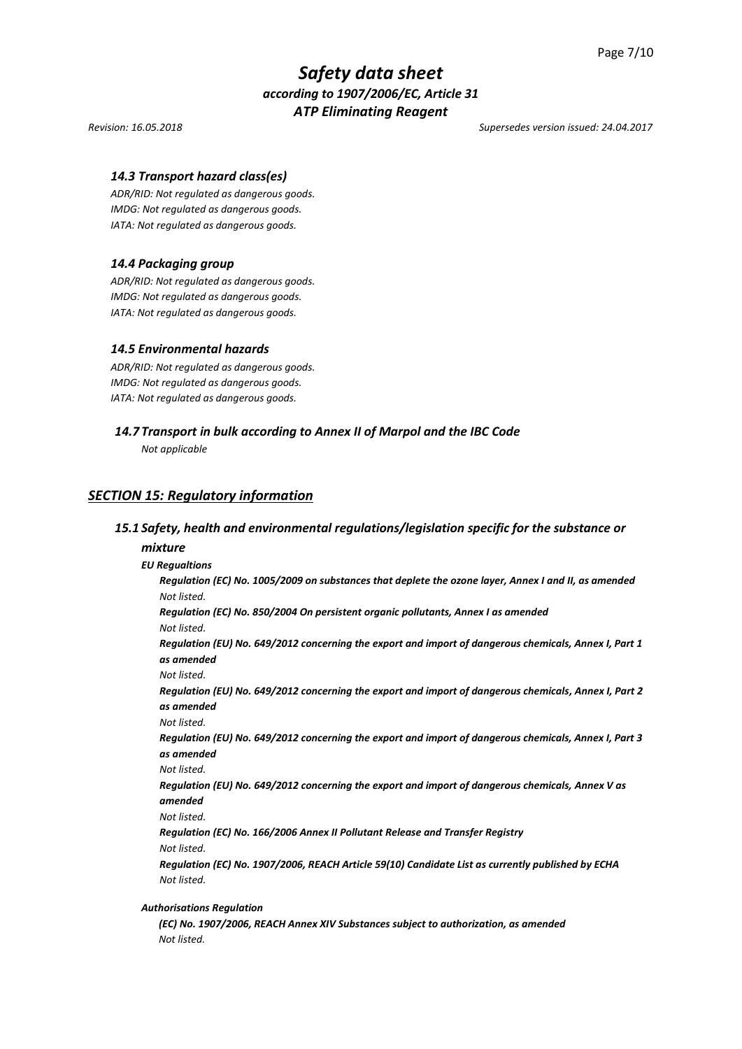### *14.3 Transport hazard class(es)*

*ADR/RID: Not regulated as dangerous goods.*
*IMDG: Not regulated as dangerous goods.*
*IATA: Not regulated as dangerous goods.*

### *14.4 Packaging group*

*ADR/RID: Not regulated as dangerous goods.*
*IMDG: Not regulated as dangerous goods.*
*IATA: Not regulated as dangerous goods.*

### *14.5 Environmental hazards*

*ADR/RID: Not regulated as dangerous goods.*
*IMDG: Not regulated as dangerous goods.*
*IATA: Not regulated as dangerous goods.*

### *14.7 Transport in bulk according to Annex II of Marpol and the IBC Code*

*Not applicable*

## ***SECTION 15: Regulatory information***

### *15.1 Safety, health and environmental regulations/legislation specific for the substance or mixture*

***EU Regualtions***

***Regulation (EC) No. 1005/2009 on substances that deplete the ozone layer, Annex I and II, as amended***
*Not listed.*

***Regulation (EC) No. 850/2004 On persistent organic pollutants, Annex I as amended***
*Not listed.*

***Regulation (EU) No. 649/2012 concerning the export and import of dangerous chemicals, Annex I, Part 1 as amended***
*Not listed.*

***Regulation (EU) No. 649/2012 concerning the export and import of dangerous chemicals, Annex I, Part 2 as amended***
*Not listed.*

***Regulation (EU) No. 649/2012 concerning the export and import of dangerous chemicals, Annex I, Part 3 as amended***
*Not listed.*

***Regulation (EU) No. 649/2012 concerning the export and import of dangerous chemicals, Annex V as amended***
*Not listed.*

***Regulation (EC) No. 166/2006 Annex II Pollutant Release and Transfer Registry***
*Not listed.*

***Regulation (EC) No. 1907/2006, REACH Article 59(10) Candidate List as currently published by ECHA***
*Not listed.*

***Authorisations Regulation***

***(EC) No. 1907/2006, REACH Annex XIV Substances subject to authorization, as amended***
*Not listed.*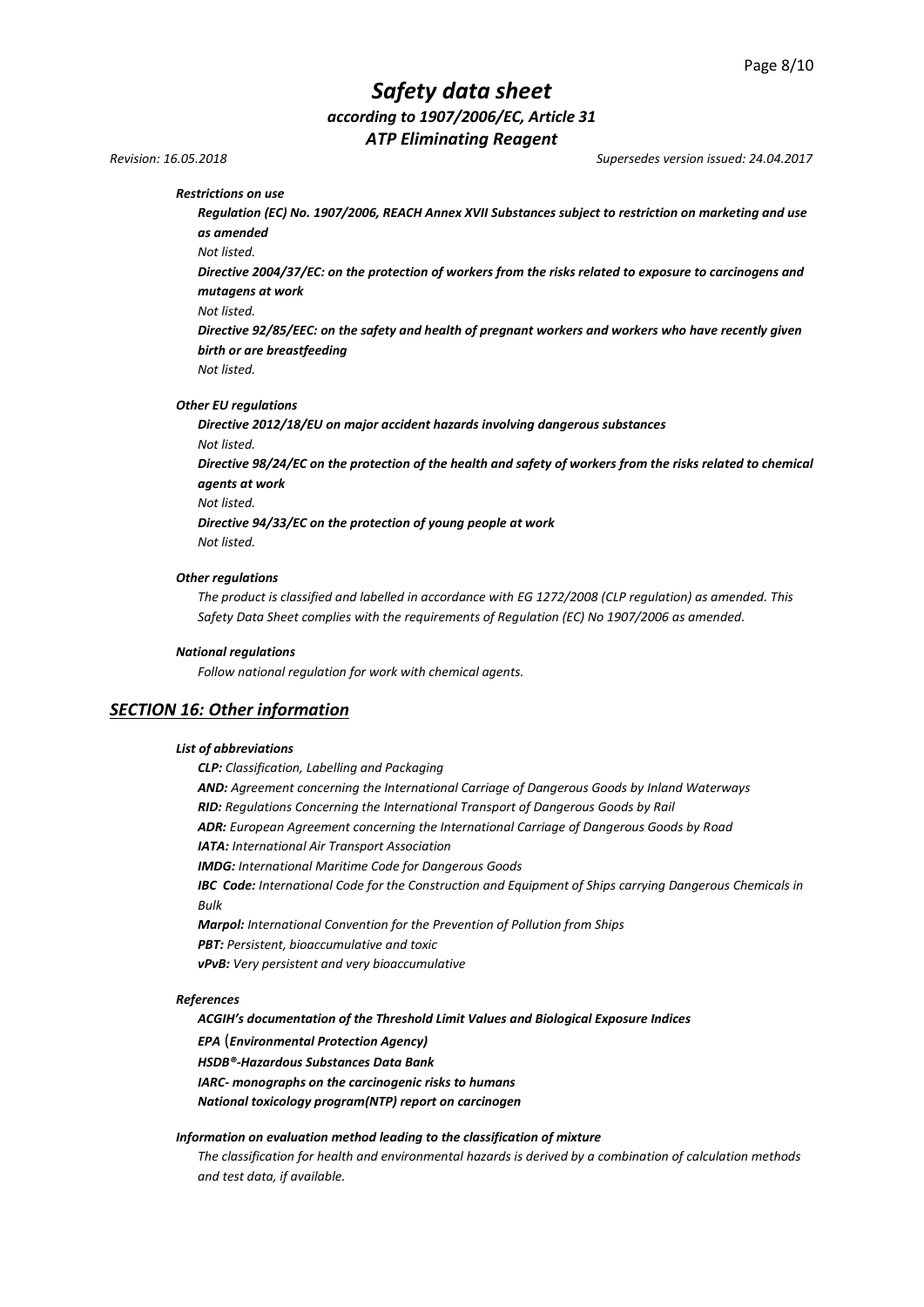*Restrictions on use*

***Regulation (EC) No. 1907/2006, REACH Annex XVII Substances subject to restriction on marketing and use as amended***

*Not listed.*

***Directive 2004/37/EC: on the protection of workers from the risks related to exposure to carcinogens and mutagens at work***

*Not listed.*

***Directive 92/85/EEC: on the safety and health of pregnant workers and workers who have recently given birth or are breastfeeding***

*Not listed.*

***Other EU regulations***

***Directive 2012/18/EU on major accident hazards involving dangerous substances***

*Not listed.*

***Directive 98/24/EC on the protection of the health and safety of workers from the risks related to chemical agents at work***

*Not listed.*

***Directive 94/33/EC on the protection of young people at work***

*Not listed.*

***Other regulations***

*The product is classified and labelled in accordance with EG 1272/2008 (CLP regulation) as amended. This Safety Data Sheet complies with the requirements of Regulation (EC) No 1907/2006 as amended.*

***National regulations***

*Follow national regulation for work with chemical agents.*

## *SECTION 16: Other information*

***List of abbreviations***

***CLP:*** *Classification, Labelling and Packaging*
***AND:*** *Agreement concerning the International Carriage of Dangerous Goods by Inland Waterways*
***RID:*** *Regulations Concerning the International Transport of Dangerous Goods by Rail*
***ADR:*** *European Agreement concerning the International Carriage of Dangerous Goods by Road*
***IATA:*** *International Air Transport Association*
***IMDG:*** *International Maritime Code for Dangerous Goods*
***IBC Code:*** *International Code for the Construction and Equipment of Ships carrying Dangerous Chemicals in Bulk*
***Marpol:*** *International Convention for the Prevention of Pollution from Ships*
***PBT:*** *Persistent, bioaccumulative and toxic*
***vPvB:*** *Very persistent and very bioaccumulative*

***References***

***ACGIH's documentation of the Threshold Limit Values and Biological Exposure Indices***
***EPA (Environmental Protection Agency)***
***HSDB®-Hazardous Substances Data Bank***
***IARC- monographs on the carcinogenic risks to humans***
***National toxicology program(NTP) report on carcinogen***

***Information on evaluation method leading to the classification of mixture***

*The classification for health and environmental hazards is derived by a combination of calculation methods and test data, if available.*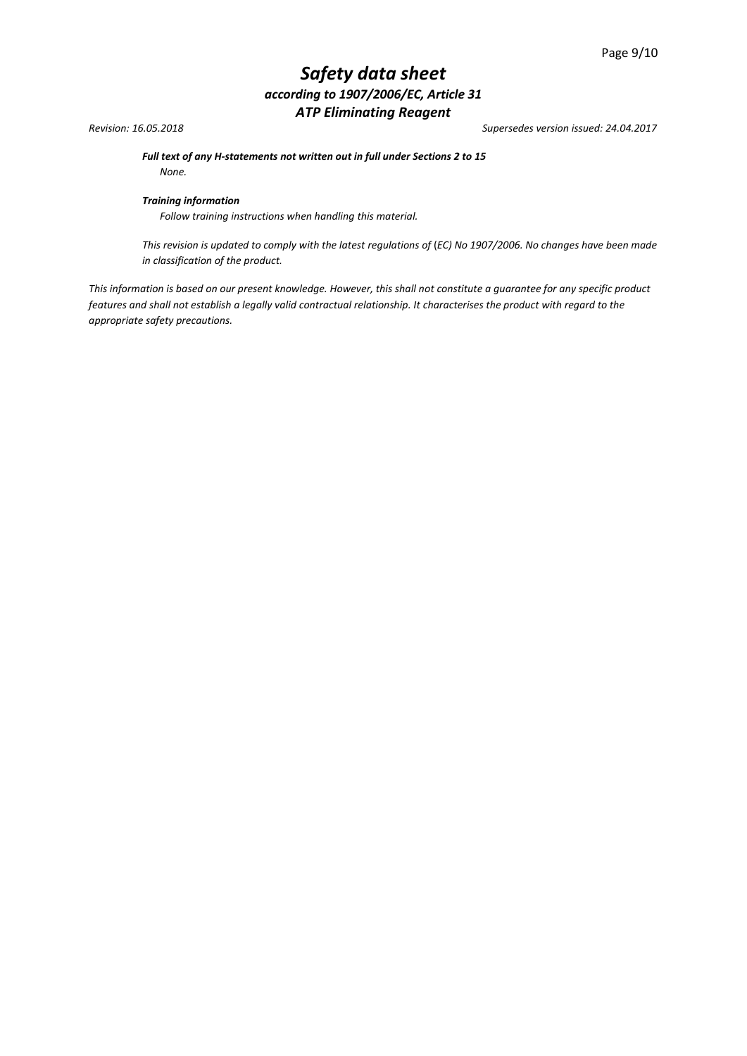***Full text of any H-statements not written out in full under Sections 2 to 15***

*None.*

***Training information***

*Follow training instructions when handling this material.*

*This revision is updated to comply with the latest regulations of (EC) No 1907/2006. No changes have been made in classification of the product.*

*This information is based on our present knowledge. However, this shall not constitute a guarantee for any specific product features and shall not establish a legally valid contractual relationship. It characterises the product with regard to the appropriate safety precautions.*